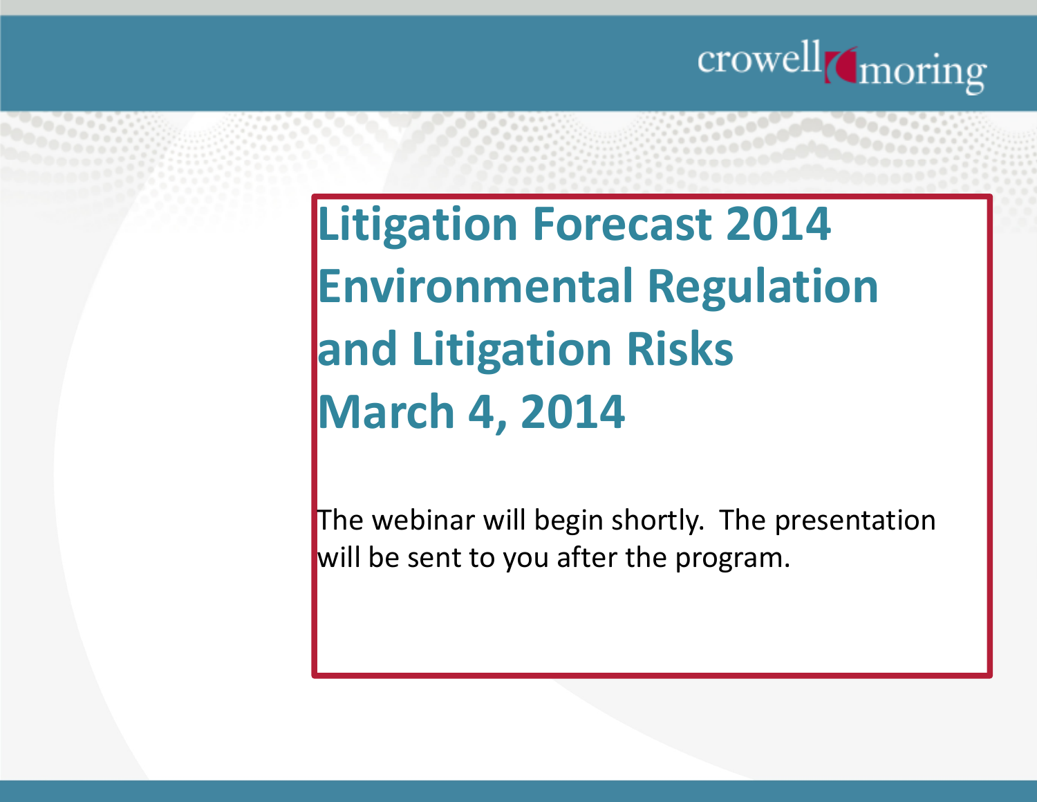crowell moring

# Litigation Forecast 2014 Environmental Regulation and Litigation Risks March 4, 2014

The webinar will begin shortly. The presentation will be sent to you after the program.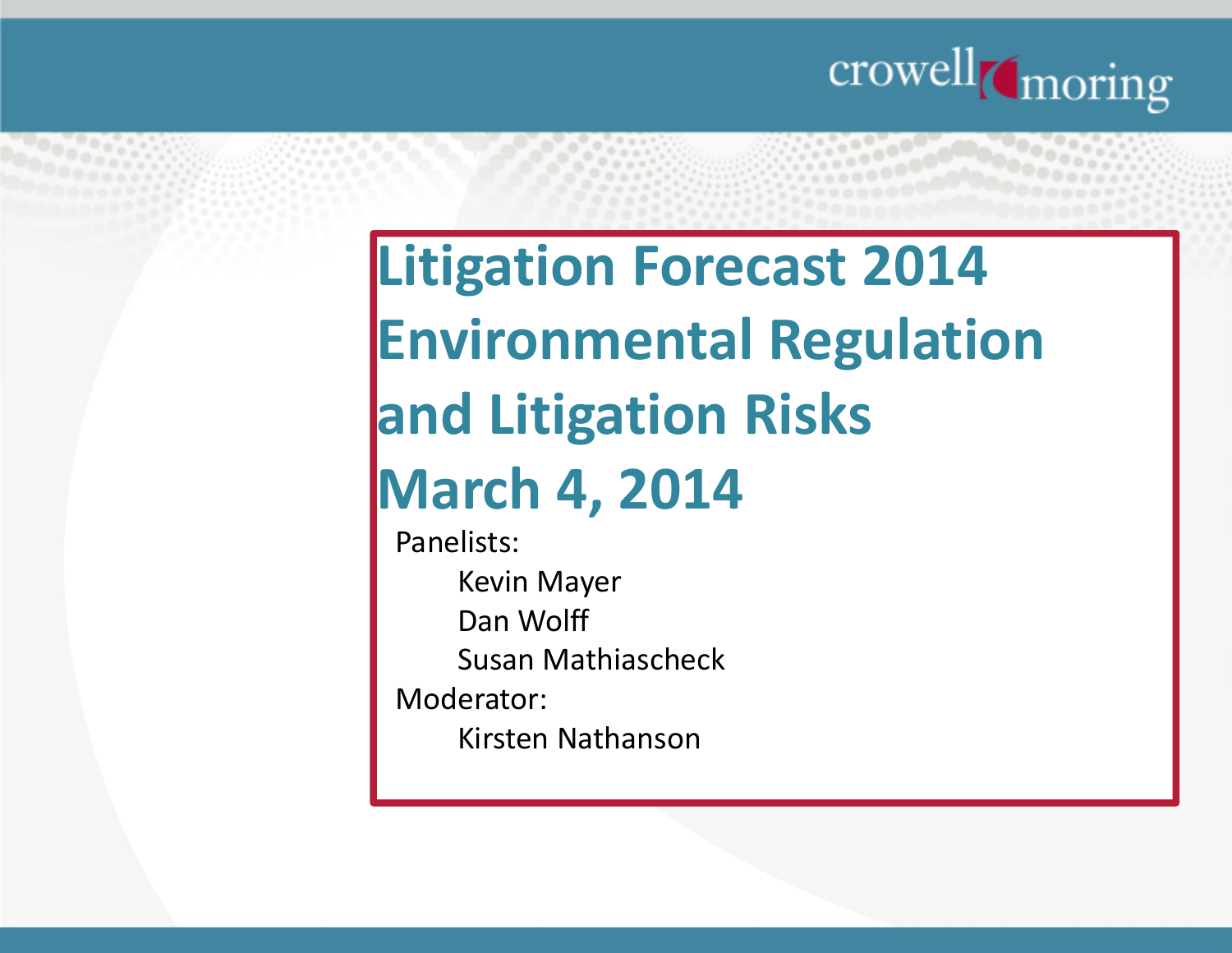# Litigation Forecast 2014 Environmental Regulation and Litigation Risks

## March 4, 2014

Panelists:

- Kevin Mayer
- Dan Wolff
- Susan Mathiascheck

Moderator:

- Kirsten Nathanson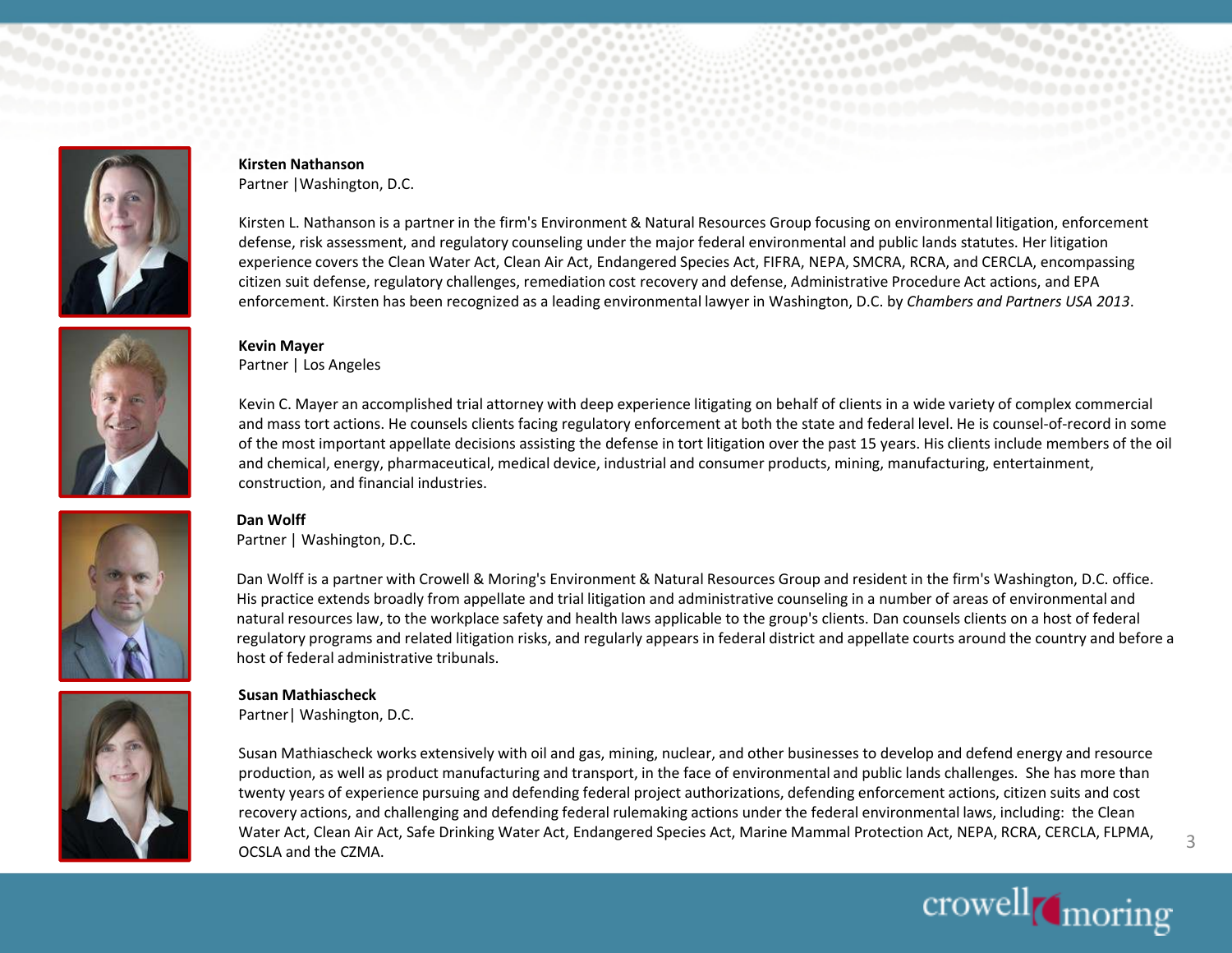**Kirsten Nathanson**
Partner |Washington, D.C.

Kirsten L. Nathanson is a partner in the firm's Environment & Natural Resources Group focusing on environmental litigation, enforcement defense, risk assessment, and regulatory counseling under the major federal environmental and public lands statutes. Her litigation experience covers the Clean Water Act, Clean Air Act, Endangered Species Act, FIFRA, NEPA, SMCRA, RCRA, and CERCLA, encompassing citizen suit defense, regulatory challenges, remediation cost recovery and defense, Administrative Procedure Act actions, and EPA enforcement. Kirsten has been recognized as a leading environmental lawyer in Washington, D.C. by *Chambers and Partners USA 2013*.

**Kevin Mayer**
Partner | Los Angeles

Kevin C. Mayer an accomplished trial attorney with deep experience litigating on behalf of clients in a wide variety of complex commercial and mass tort actions. He counsels clients facing regulatory enforcement at both the state and federal level. He is counsel-of-record in some of the most important appellate decisions assisting the defense in tort litigation over the past 15 years. His clients include members of the oil and chemical, energy, pharmaceutical, medical device, industrial and consumer products, mining, manufacturing, entertainment, construction, and financial industries.

**Dan Wolff**
Partner | Washington, D.C.

Dan Wolff is a partner with Crowell & Moring's Environment & Natural Resources Group and resident in the firm's Washington, D.C. office. His practice extends broadly from appellate and trial litigation and administrative counseling in a number of areas of environmental and natural resources law, to the workplace safety and health laws applicable to the group's clients. Dan counsels clients on a host of federal regulatory programs and related litigation risks, and regularly appears in federal district and appellate courts around the country and before a host of federal administrative tribunals.

**Susan Mathiascheck**
Partner| Washington, D.C.

Susan Mathiascheck works extensively with oil and gas, mining, nuclear, and other businesses to develop and defend energy and resource production, as well as product manufacturing and transport, in the face of environmental and public lands challenges. She has more than twenty years of experience pursuing and defending federal project authorizations, defending enforcement actions, citizen suits and cost recovery actions, and challenging and defending federal rulemaking actions under the federal environmental laws, including: the Clean Water Act, Clean Air Act, Safe Drinking Water Act, Endangered Species Act, Marine Mammal Protection Act, NEPA, RCRA, CERCLA, FLPMA, OCSLA and the CZMA.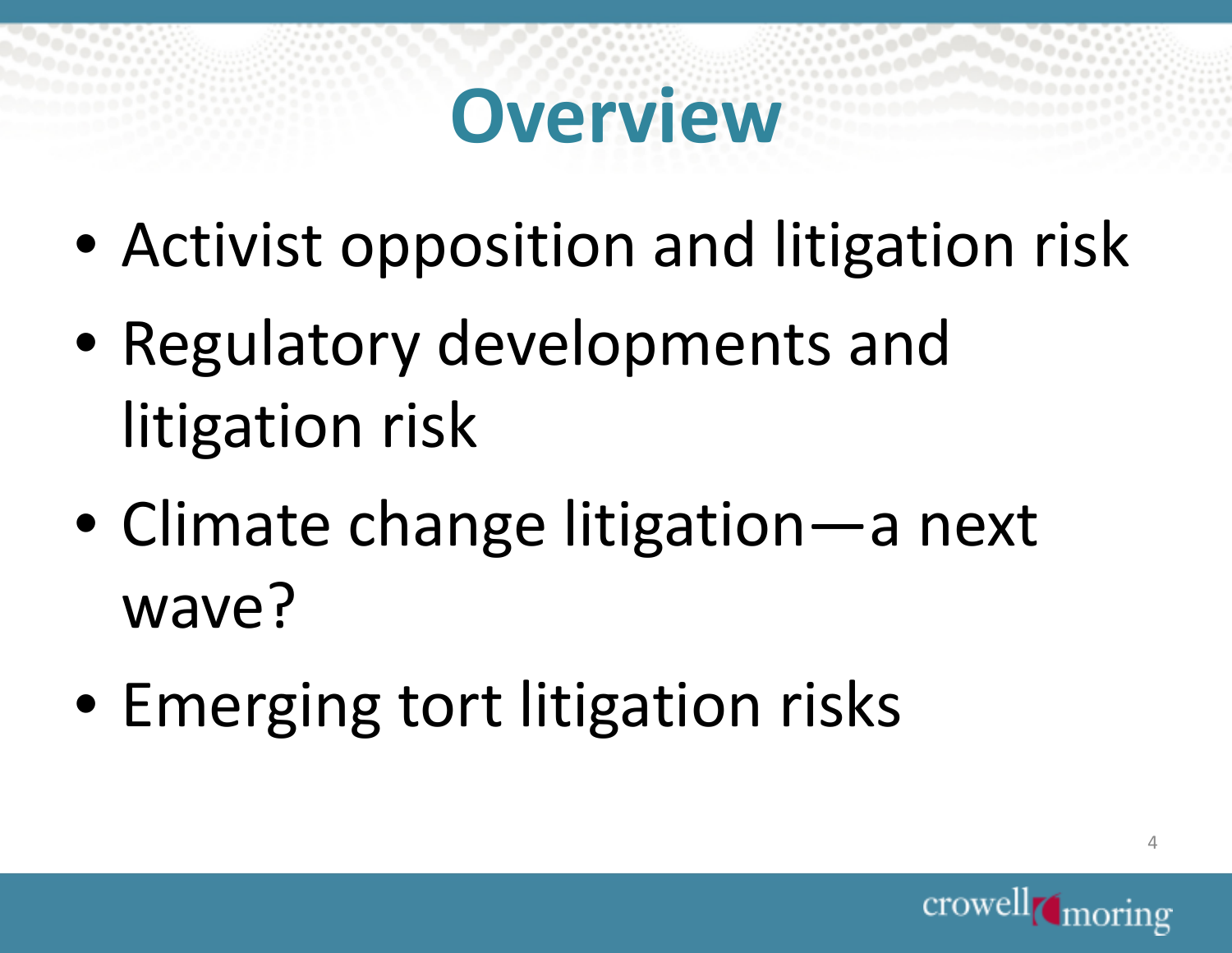# Overview

- Activist opposition and litigation risk
- Regulatory developments and litigation risk
- Climate change litigation—a next wave?
- Emerging tort litigation risks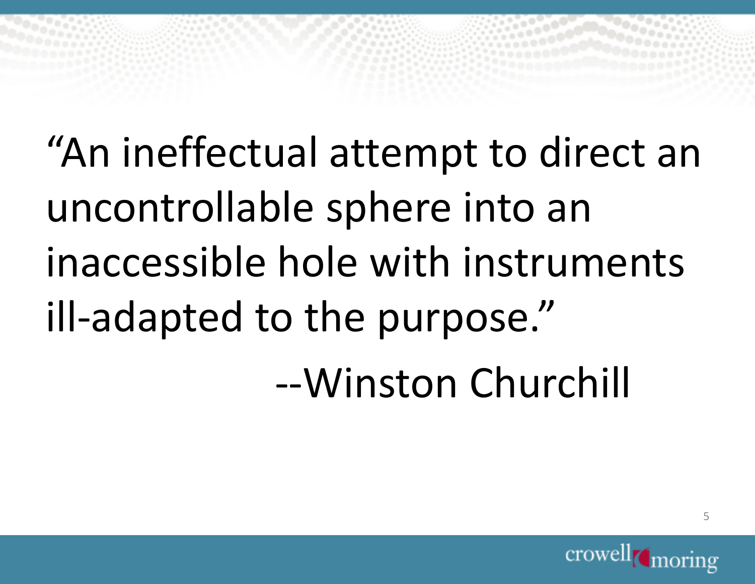"An ineffectual attempt to direct an uncontrollable sphere into an inaccessible hole with instruments ill-adapted to the purpose."

--Winston Churchill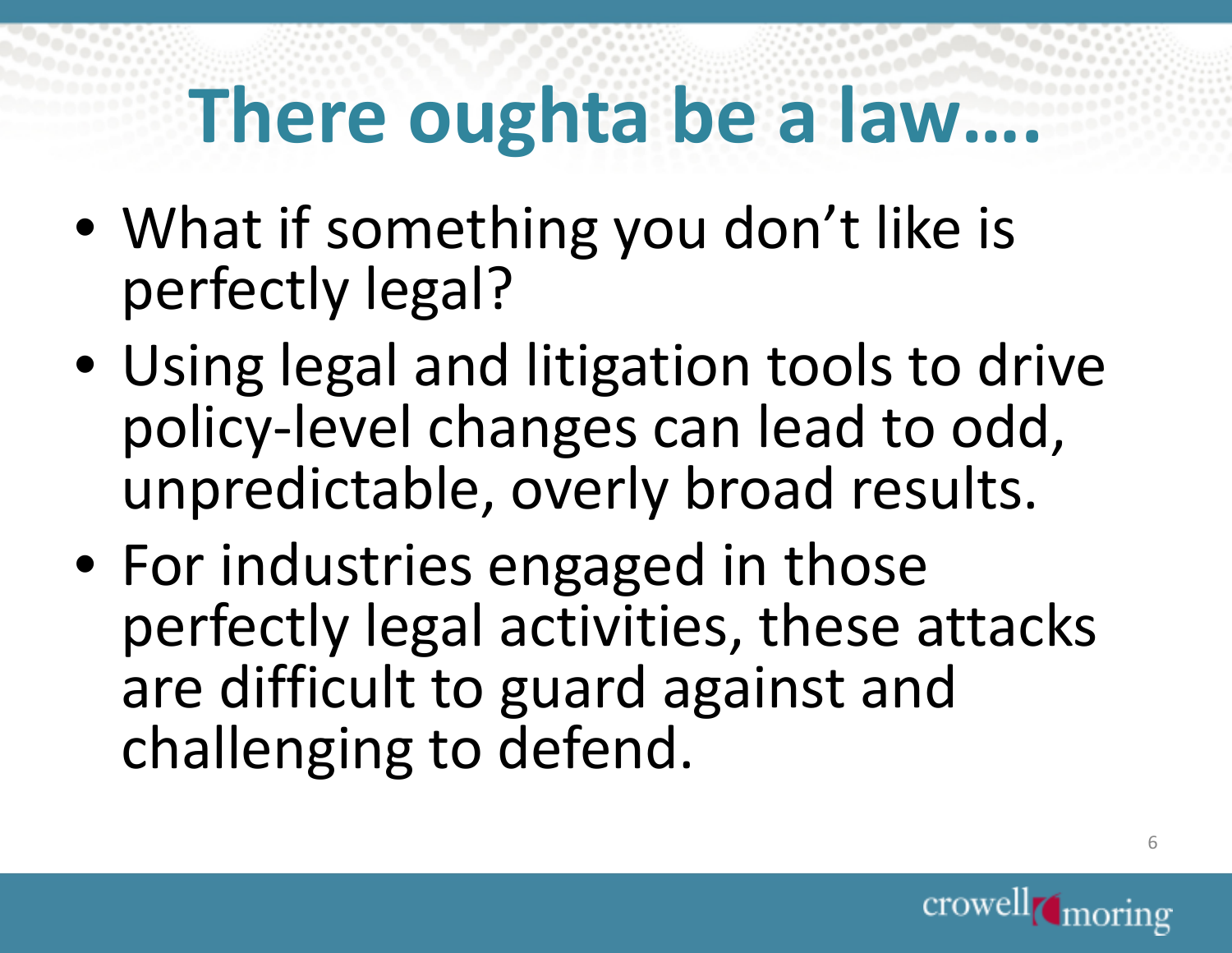# There oughta be a law….

- What if something you don't like is perfectly legal?
- Using legal and litigation tools to drive policy-level changes can lead to odd, unpredictable, overly broad results.
- For industries engaged in those perfectly legal activities, these attacks are difficult to guard against and challenging to defend.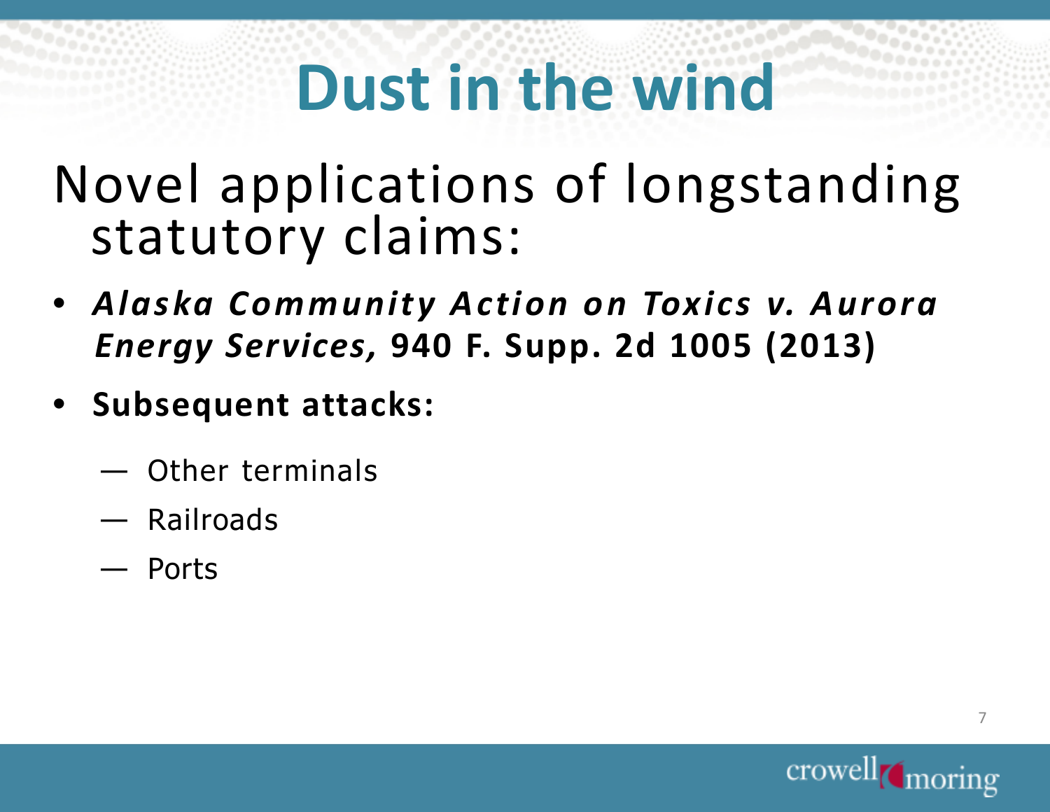# Dust in the wind

Novel applications of longstanding statutory claims:

- ***Alaska Community Action on Toxics v. Aurora Energy Services,* 940 F. Supp. 2d 1005 (2013)**
- **Subsequent attacks:**
  - Other terminals
  - Railroads
  - Ports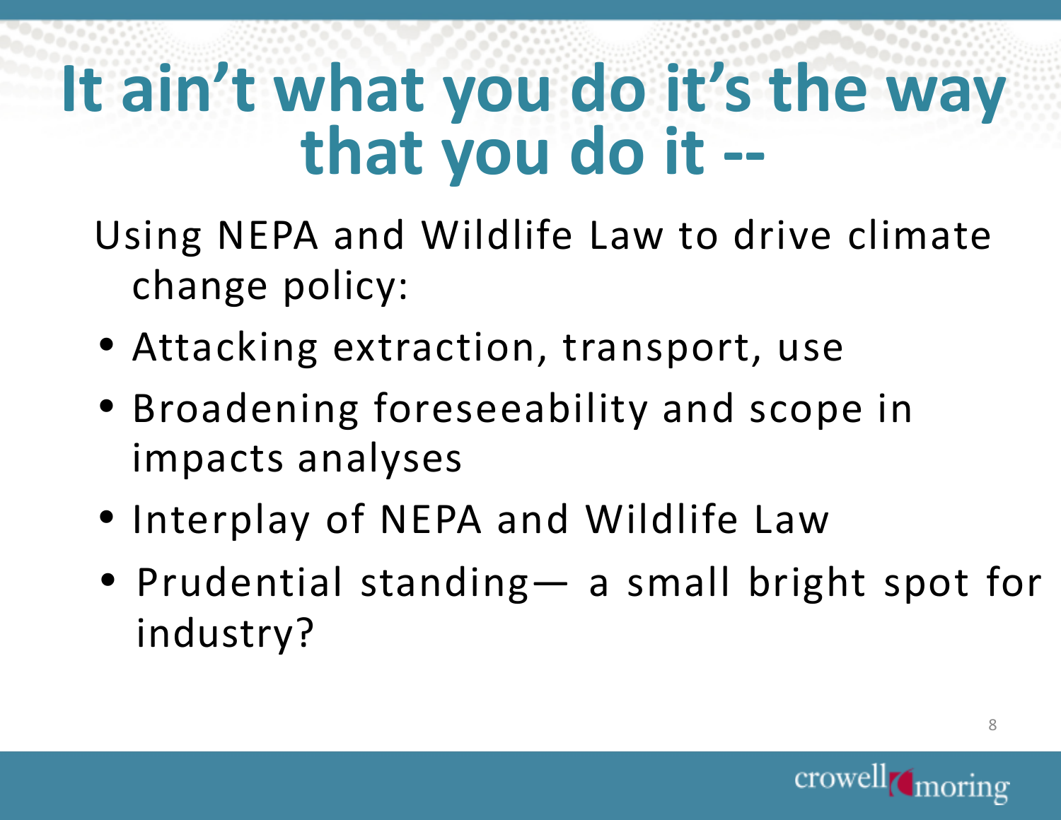# It ain't what you do it's the way that you do it --

Using NEPA and Wildlife Law to drive climate change policy:

- Attacking extraction, transport, use
- Broadening foreseeability and scope in impacts analyses
- Interplay of NEPA and Wildlife Law
- Prudential standing— a small bright spot for industry?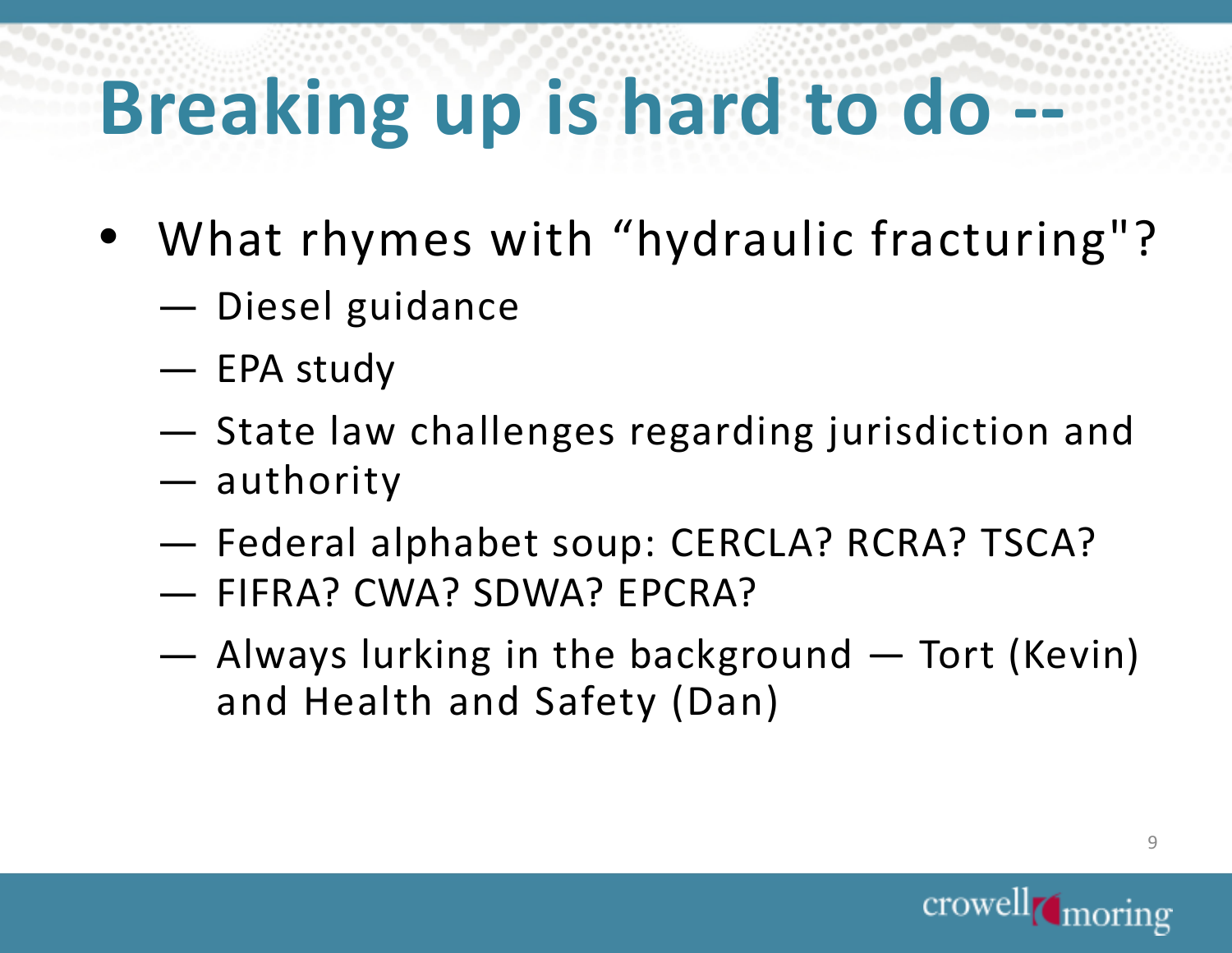# Breaking up is hard to do --

- What rhymes with “hydraulic fracturing"?
  - Diesel guidance
  - EPA study
  - State law challenges regarding jurisdiction and
  - authority
  - Federal alphabet soup: CERCLA? RCRA? TSCA?
  - FIFRA? CWA? SDWA? EPCRA?
  - Always lurking in the background — Tort (Kevin) and Health and Safety (Dan)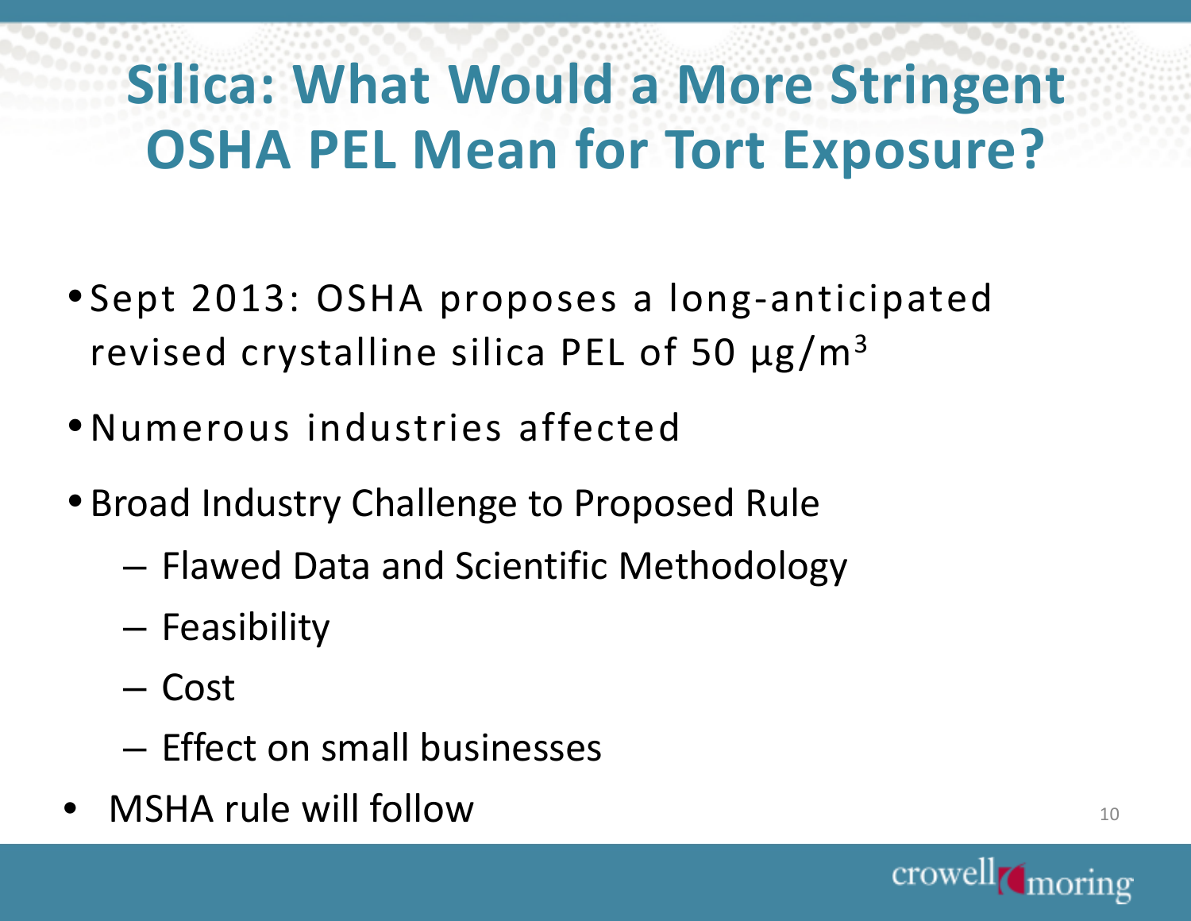# Silica: What Would a More Stringent OSHA PEL Mean for Tort Exposure?

- Sept 2013: OSHA proposes a long-anticipated revised crystalline silica PEL of 50 $\mu g/m^3$
- Numerous industries affected
- Broad Industry Challenge to Proposed Rule
  - Flawed Data and Scientific Methodology
  - Feasibility
  - Cost
  - Effect on small businesses
- MSHA rule will follow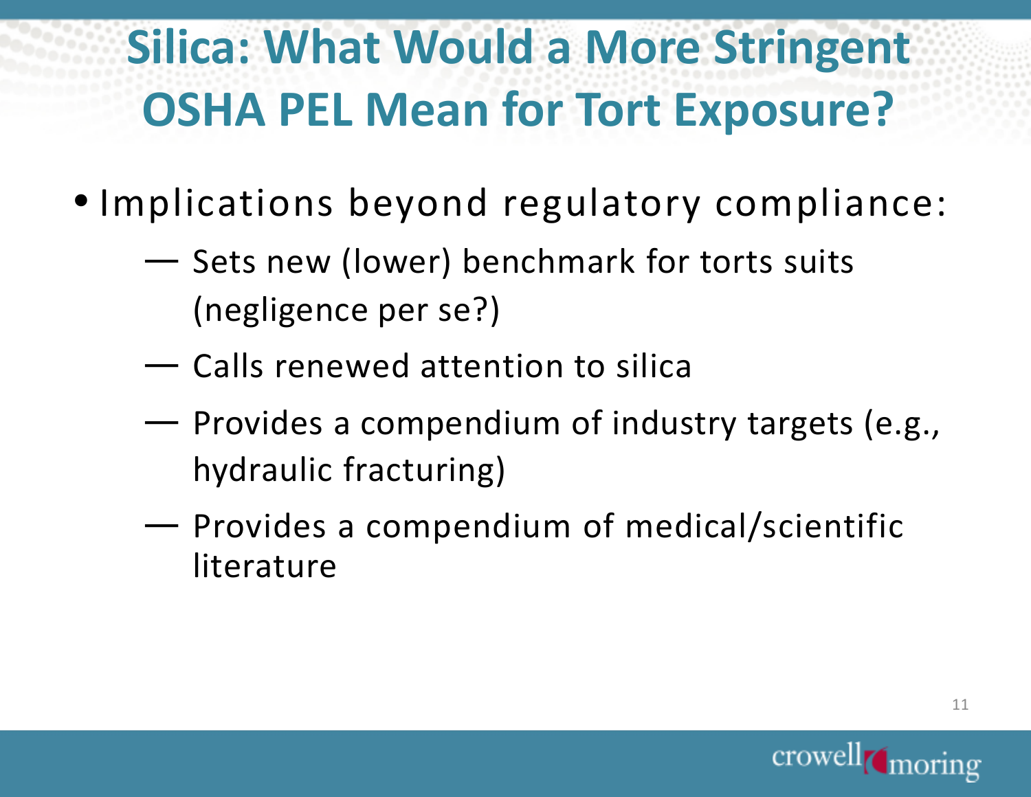# Silica: What Would a More Stringent OSHA PEL Mean for Tort Exposure?

- Implications beyond regulatory compliance:
  - Sets new (lower) benchmark for torts suits (negligence per se?)
  - Calls renewed attention to silica
  - Provides a compendium of industry targets (e.g., hydraulic fracturing)
  - Provides a compendium of medical/scientific literature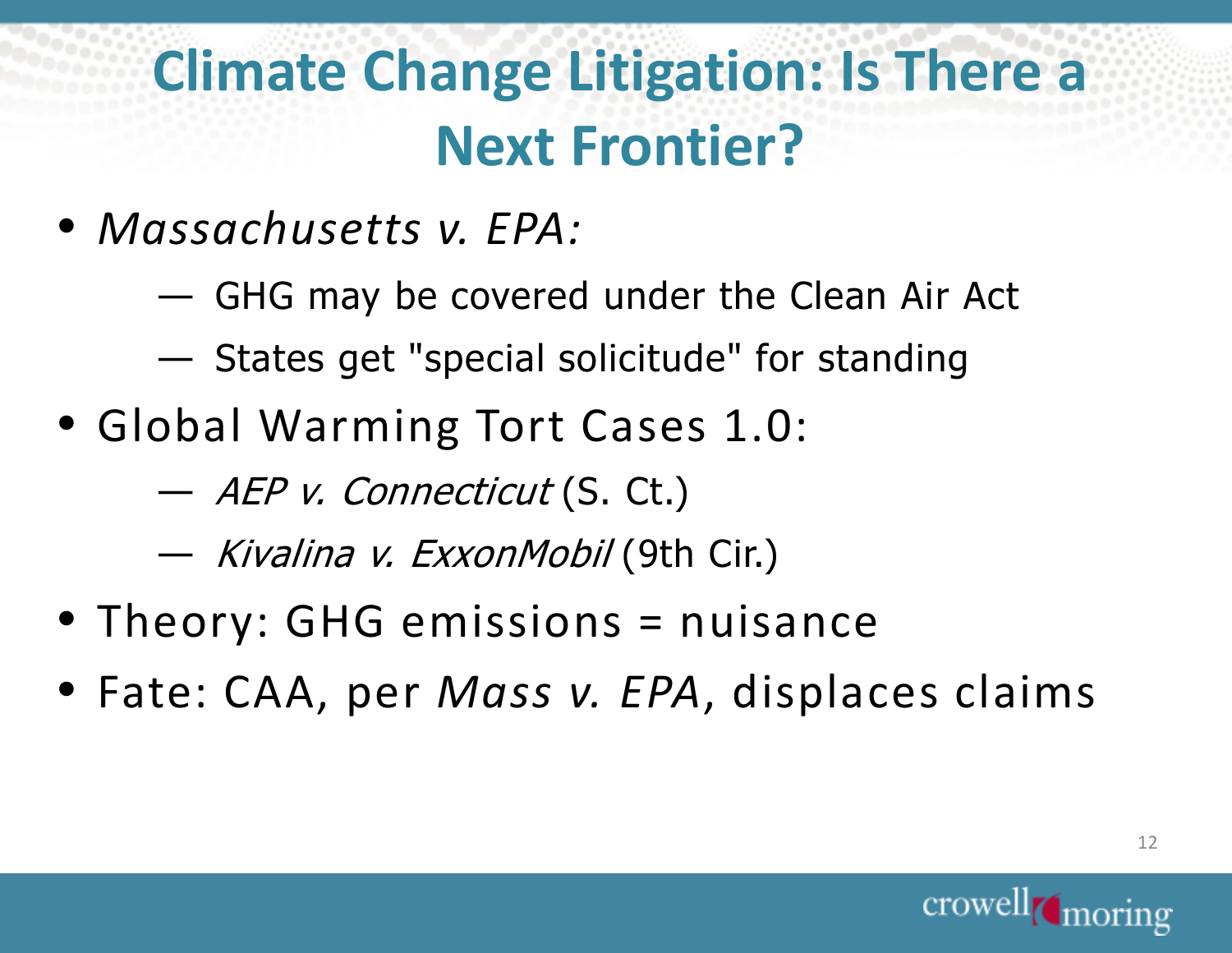# Climate Change Litigation: Is There a Next Frontier?

- *Massachusetts v. EPA:*
  - GHG may be covered under the Clean Air Act
  - States get "special solicitude" for standing
- Global Warming Tort Cases 1.0:
  - *AEP v. Connecticut* (S. Ct.)
  - *Kivalina v. ExxonMobil* (9th Cir.)
- Theory: GHG emissions = nuisance
- Fate: CAA, per *Mass v. EPA*, displaces claims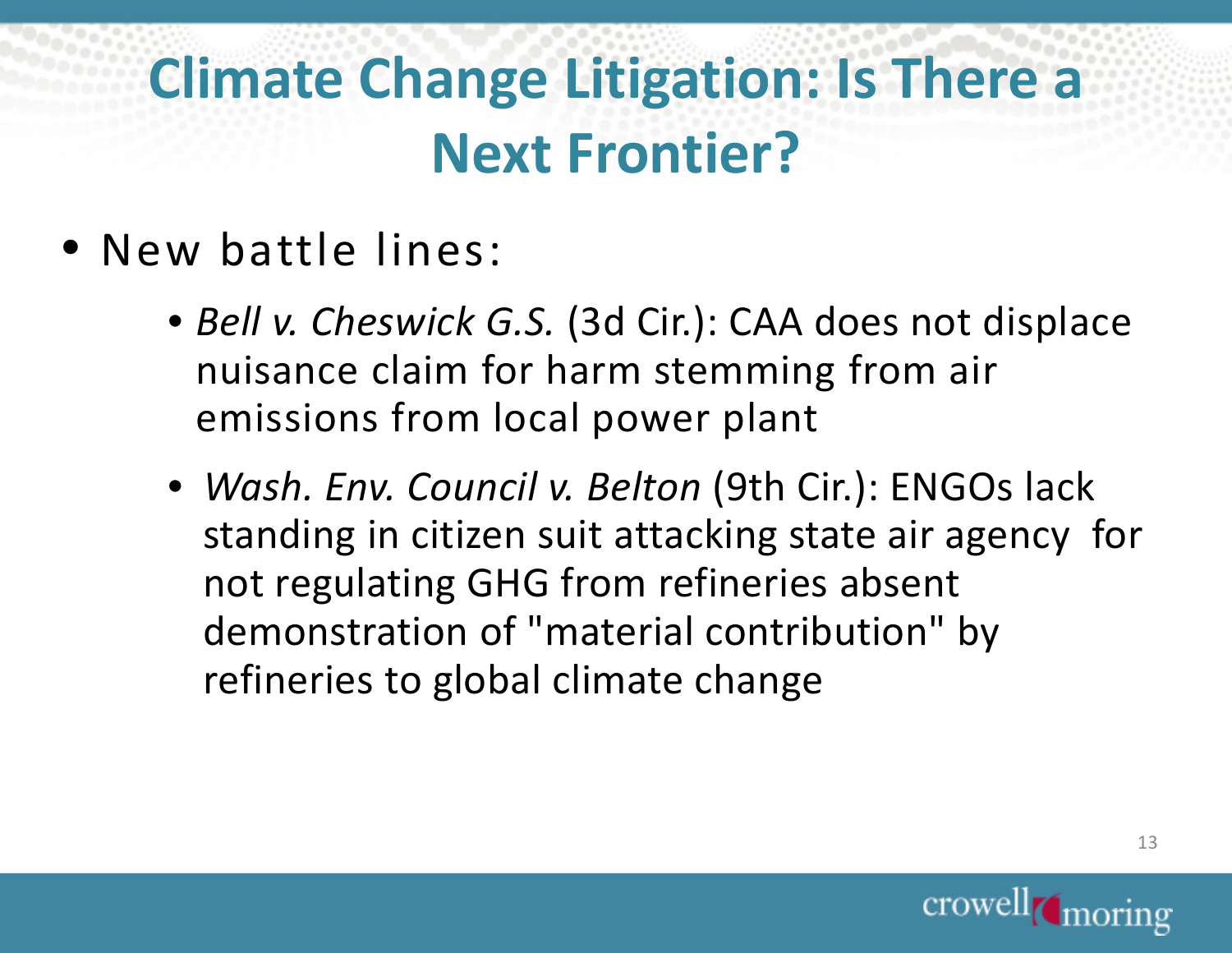# Climate Change Litigation: Is There a Next Frontier?

- New battle lines:
  - *Bell v. Cheswick G.S.* (3d Cir.): CAA does not displace nuisance claim for harm stemming from air emissions from local power plant
  - *Wash. Env. Council v. Belton* (9th Cir.): ENGOs lack standing in citizen suit attacking state air agency for not regulating GHG from refineries absent demonstration of "material contribution" by refineries to global climate change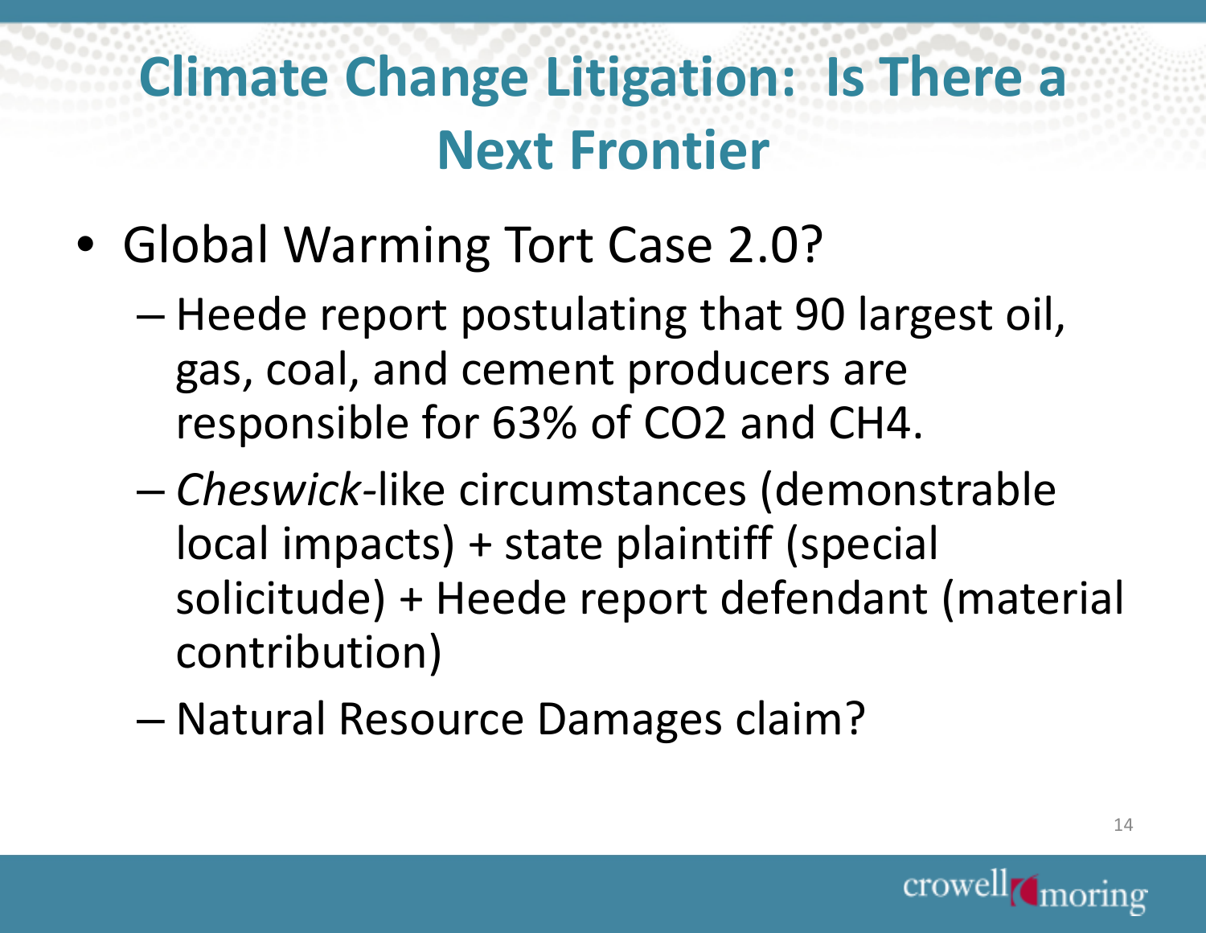# Climate Change Litigation: Is There a Next Frontier

- Global Warming Tort Case 2.0?
  - Heede report postulating that 90 largest oil, gas, coal, and cement producers are responsible for 63% of $CO_2$ and $CH_4$.
  - *Cheswick*-like circumstances (demonstrable local impacts) + state plaintiff (special solicitude) + Heede report defendant (material contribution)
  - Natural Resource Damages claim?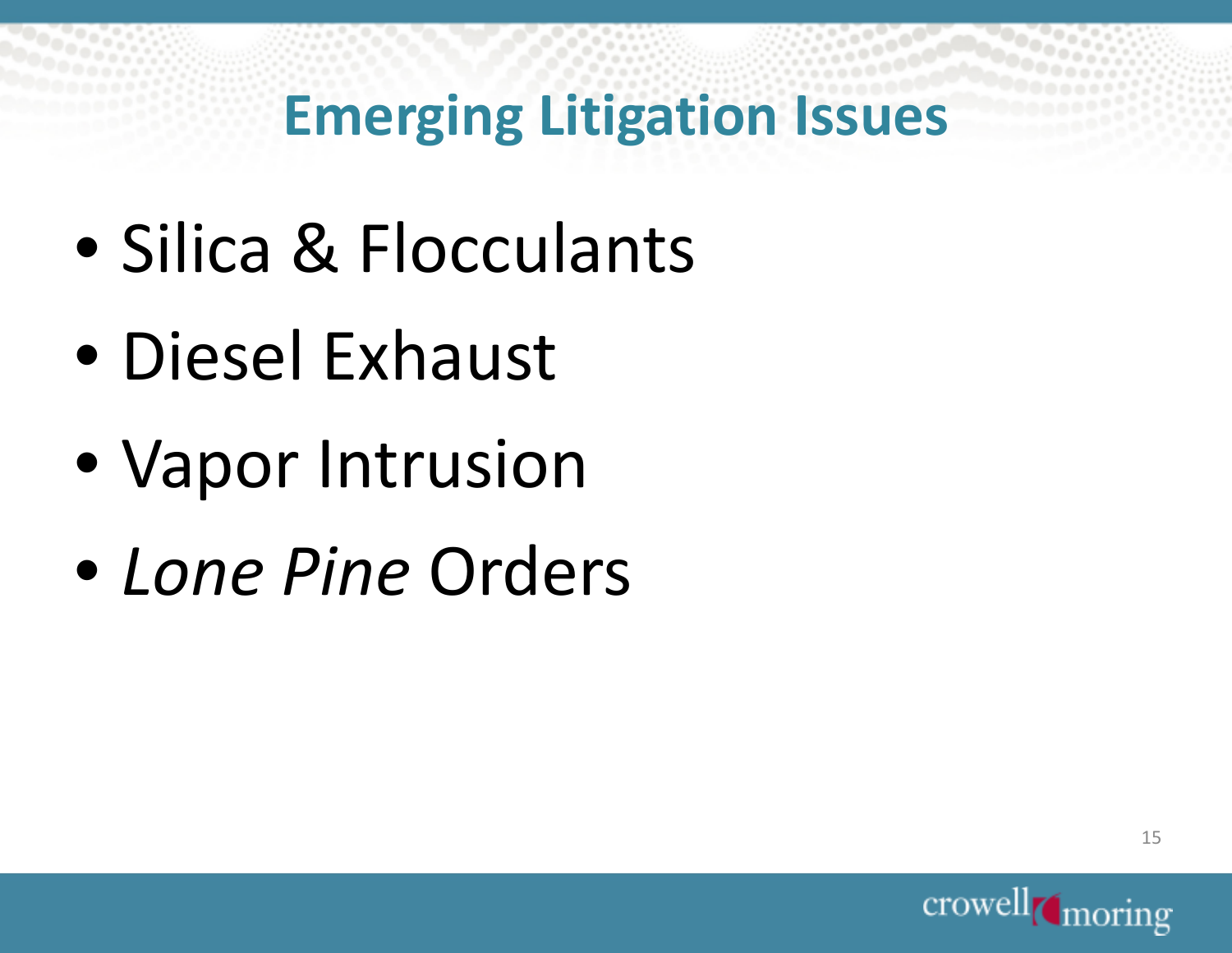# Emerging Litigation Issues

- Silica & Flocculants
- Diesel Exhaust
- Vapor Intrusion
- *Lone Pine* Orders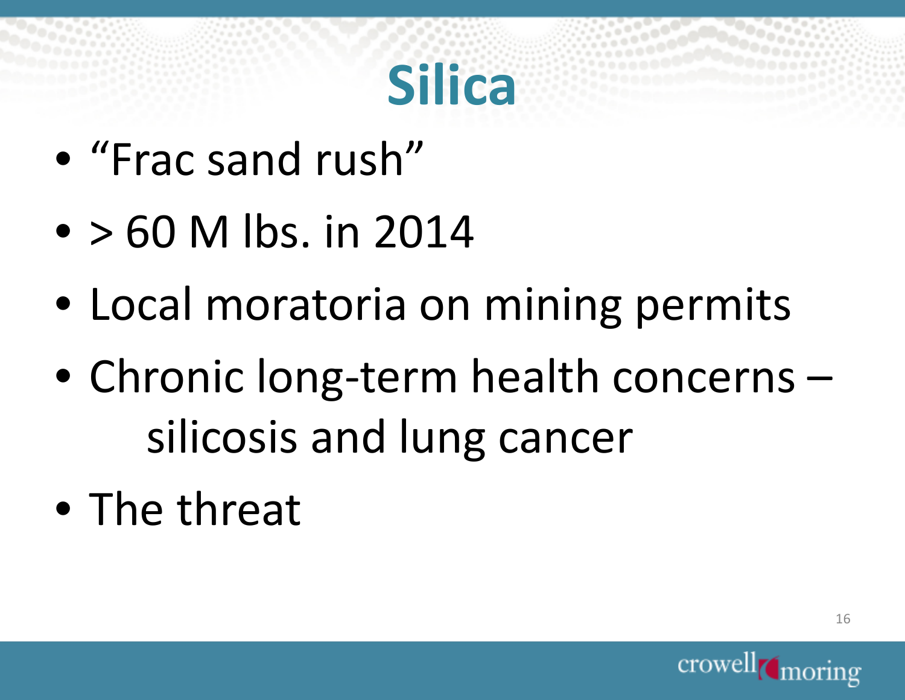# Silica

- "Frac sand rush"
- > 60 M lbs. in 2014
- Local moratoria on mining permits
- Chronic long-term health concerns – silicosis and lung cancer
- The threat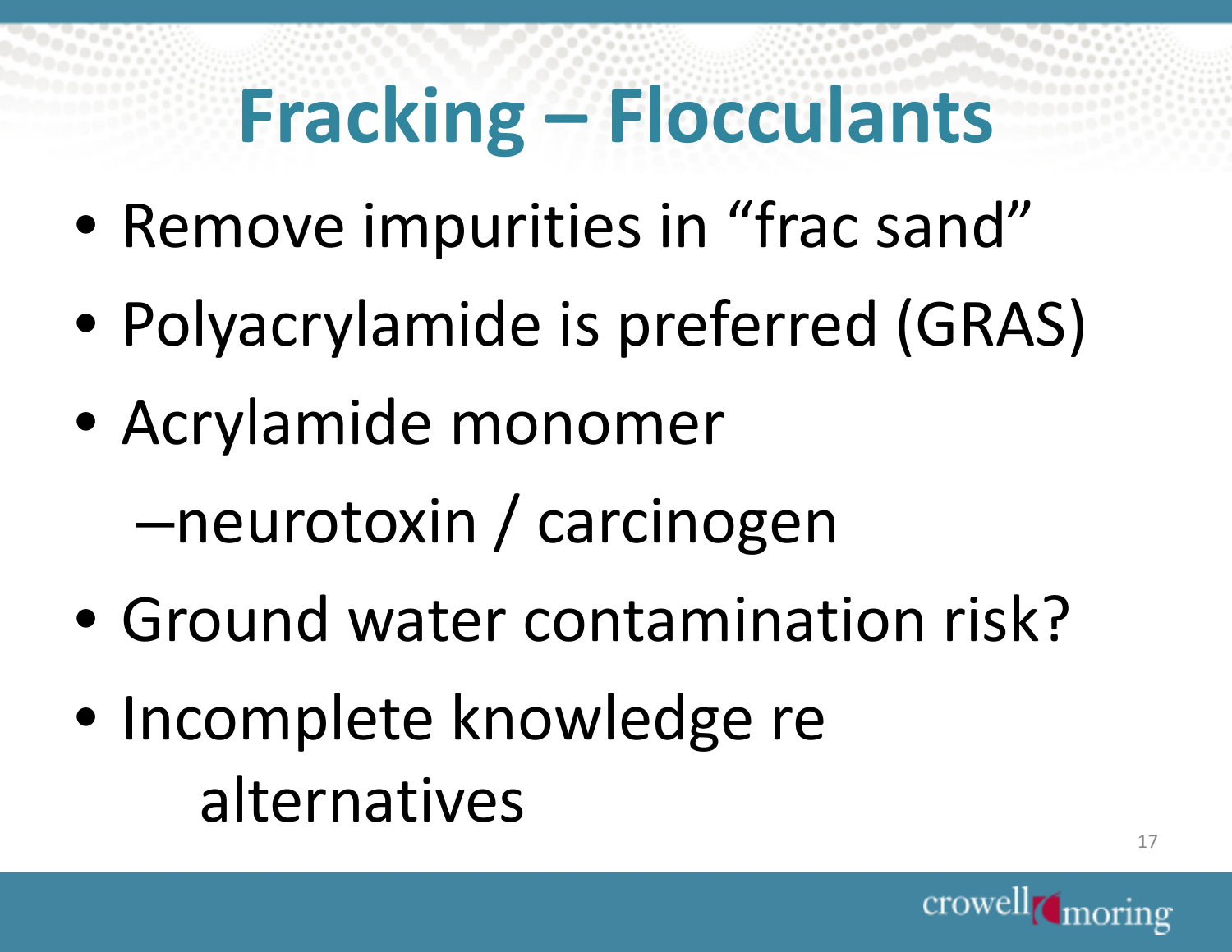# Fracking – Flocculants

- Remove impurities in "frac sand"
- Polyacrylamide is preferred (GRAS)
- Acrylamide monomer
  - neurotoxin / carcinogen
- Ground water contamination risk?
- Incomplete knowledge re alternatives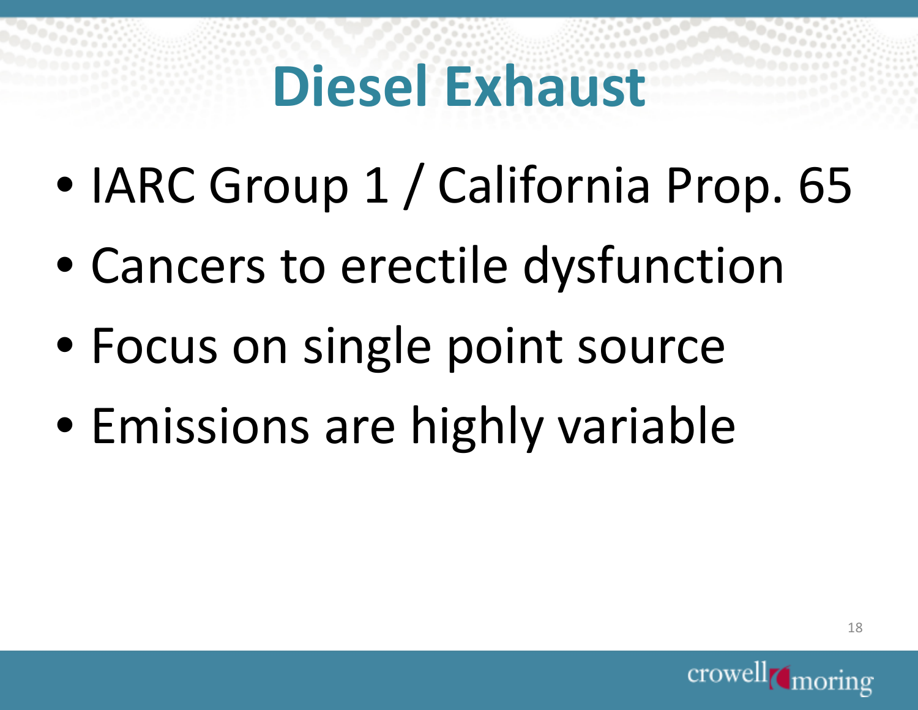# Diesel Exhaust

- IARC Group 1 / California Prop. 65
- Cancers to erectile dysfunction
- Focus on single point source
- Emissions are highly variable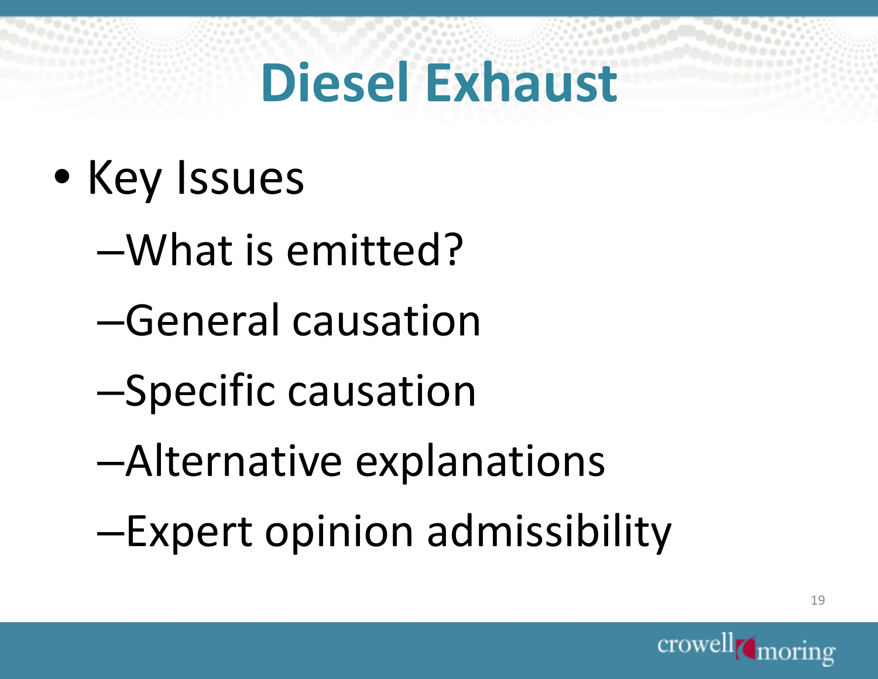# Diesel Exhaust

- Key Issues
  - What is emitted?
  - General causation
  - Specific causation
  - Alternative explanations
  - Expert opinion admissibility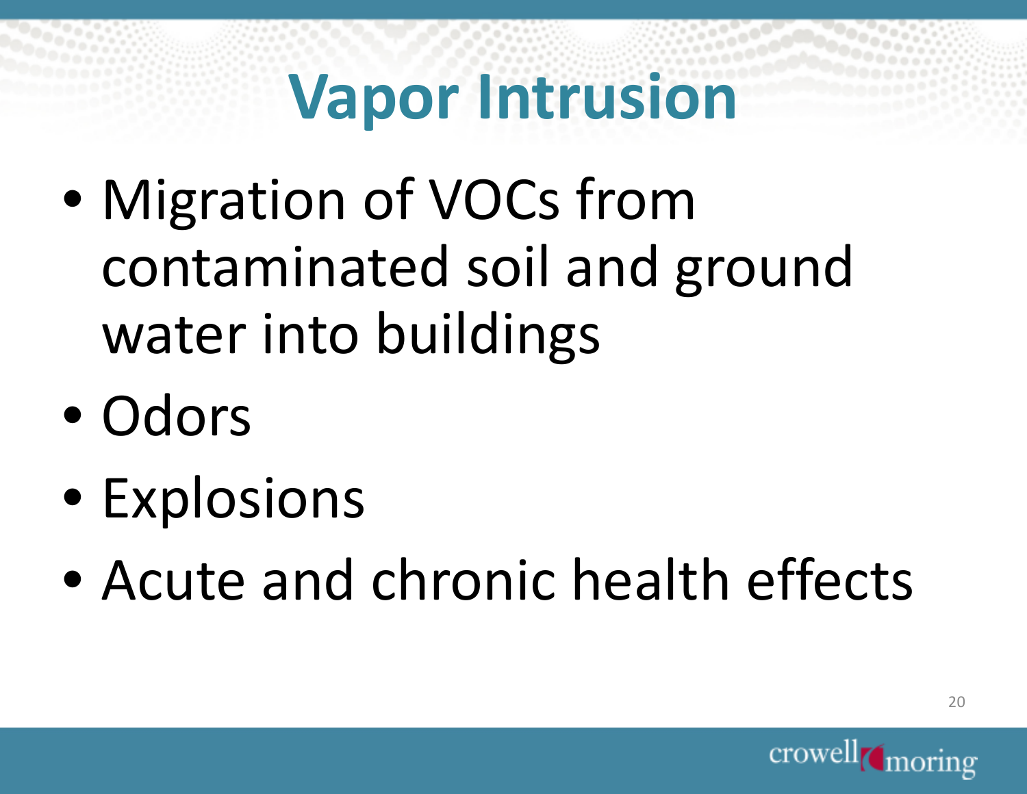# Vapor Intrusion

- Migration of VOCs from contaminated soil and ground water into buildings
- Odors
- Explosions
- Acute and chronic health effects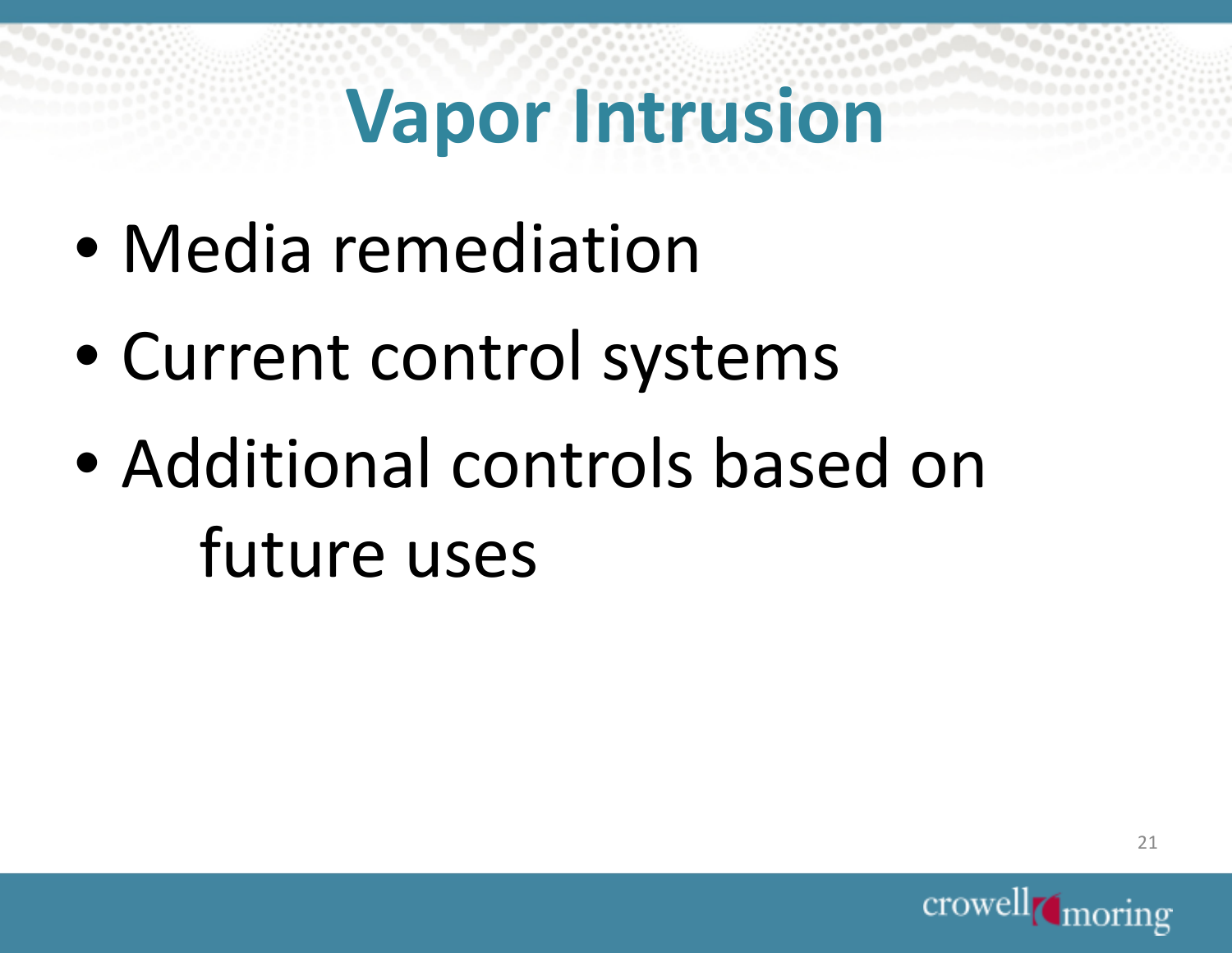# Vapor Intrusion

- Media remediation
- Current control systems
- Additional controls based on future uses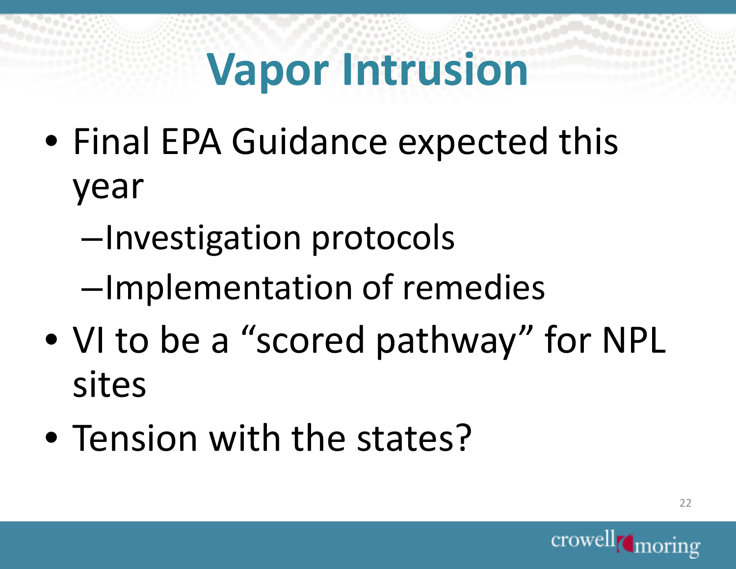# Vapor Intrusion

- Final EPA Guidance expected this year
  - Investigation protocols
  - Implementation of remedies
- VI to be a “scored pathway” for NPL sites
- Tension with the states?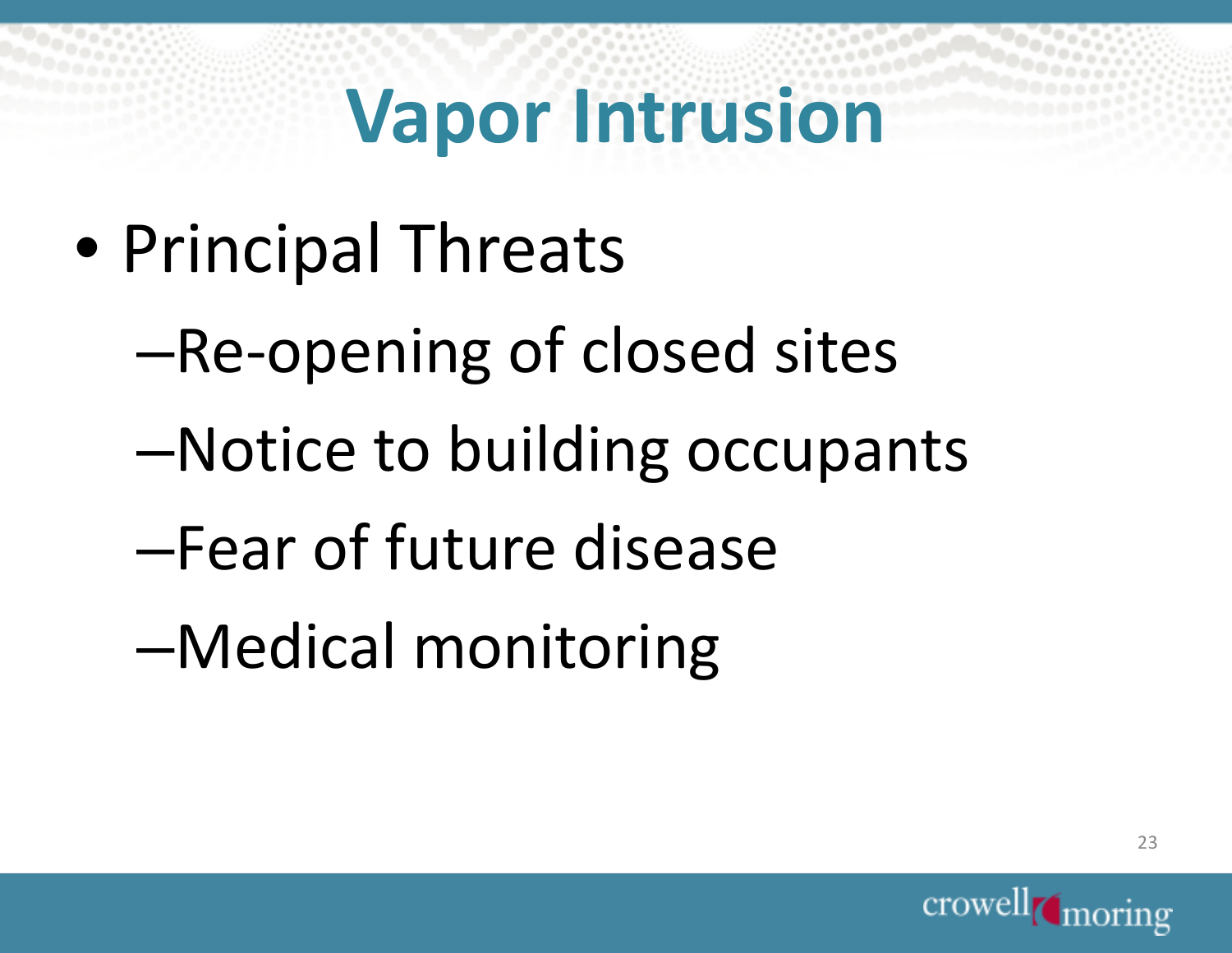# Vapor Intrusion

- Principal Threats
  - Re-opening of closed sites
  - Notice to building occupants
  - Fear of future disease
  - Medical monitoring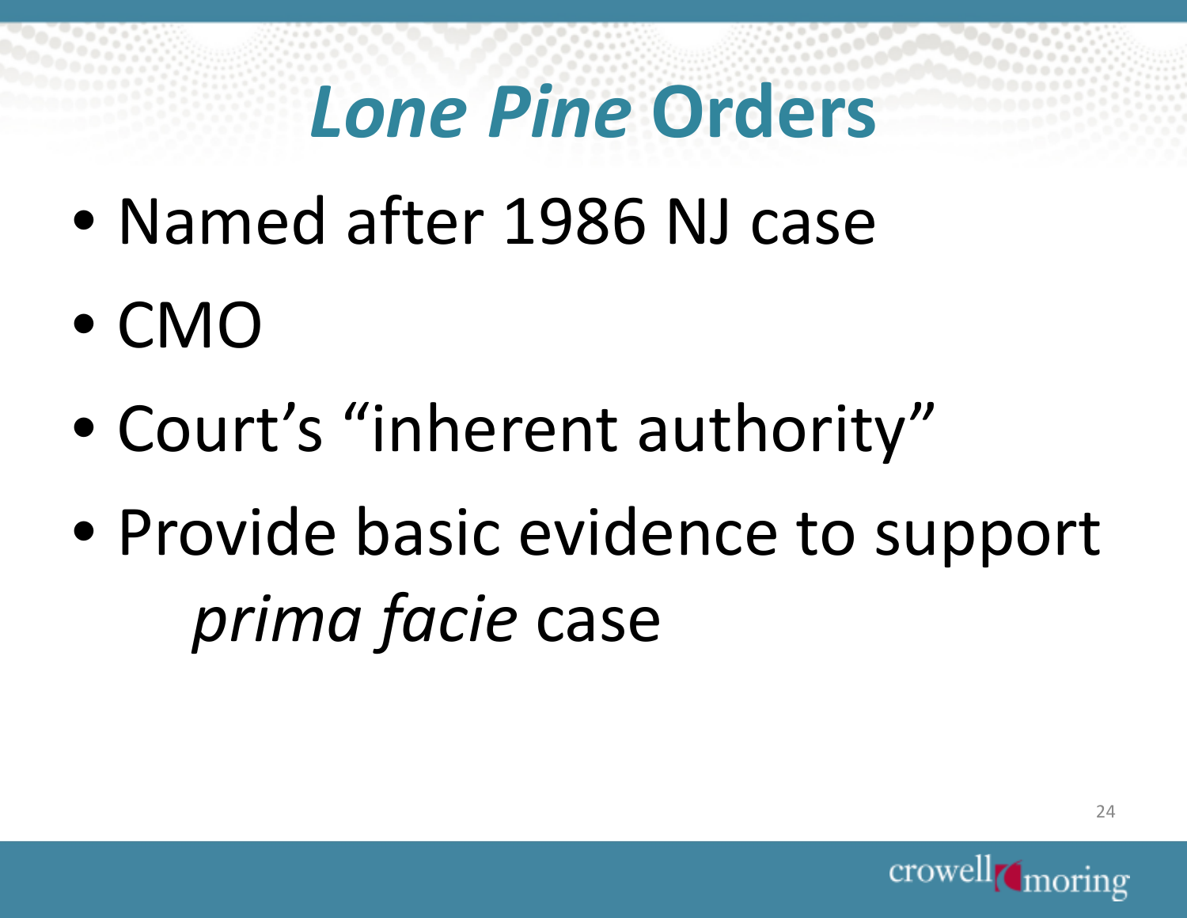# *Lone Pine* Orders

- Named after 1986 NJ case
- CMO
- Court's "inherent authority"
- Provide basic evidence to support *prima facie* case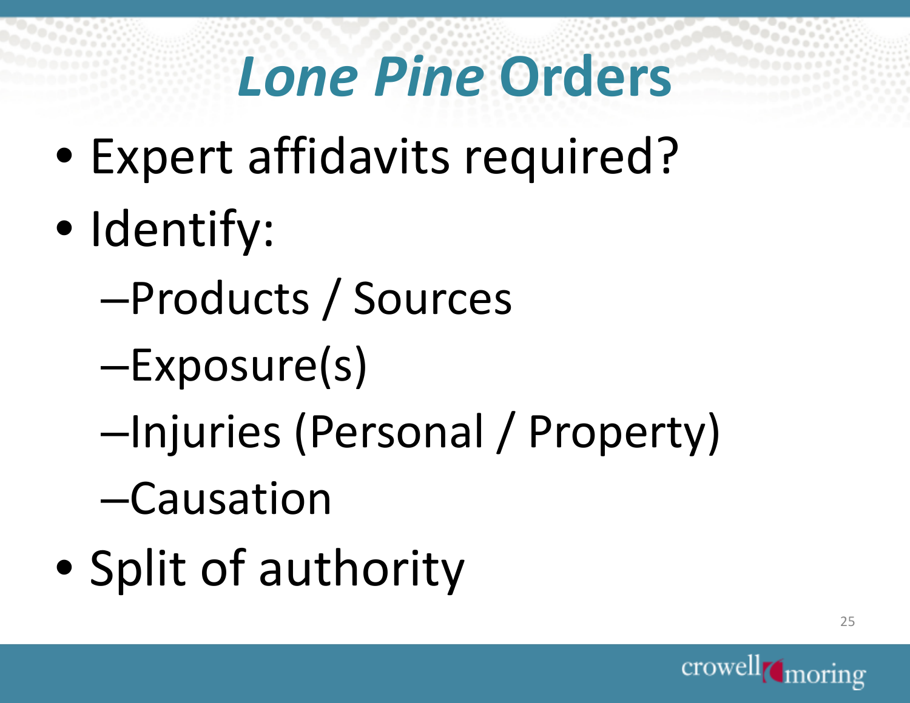# *Lone Pine* Orders

- Expert affidavits required?
- Identify:
  - Products / Sources
  - Exposure(s)
  - Injuries (Personal / Property)
  - Causation
- Split of authority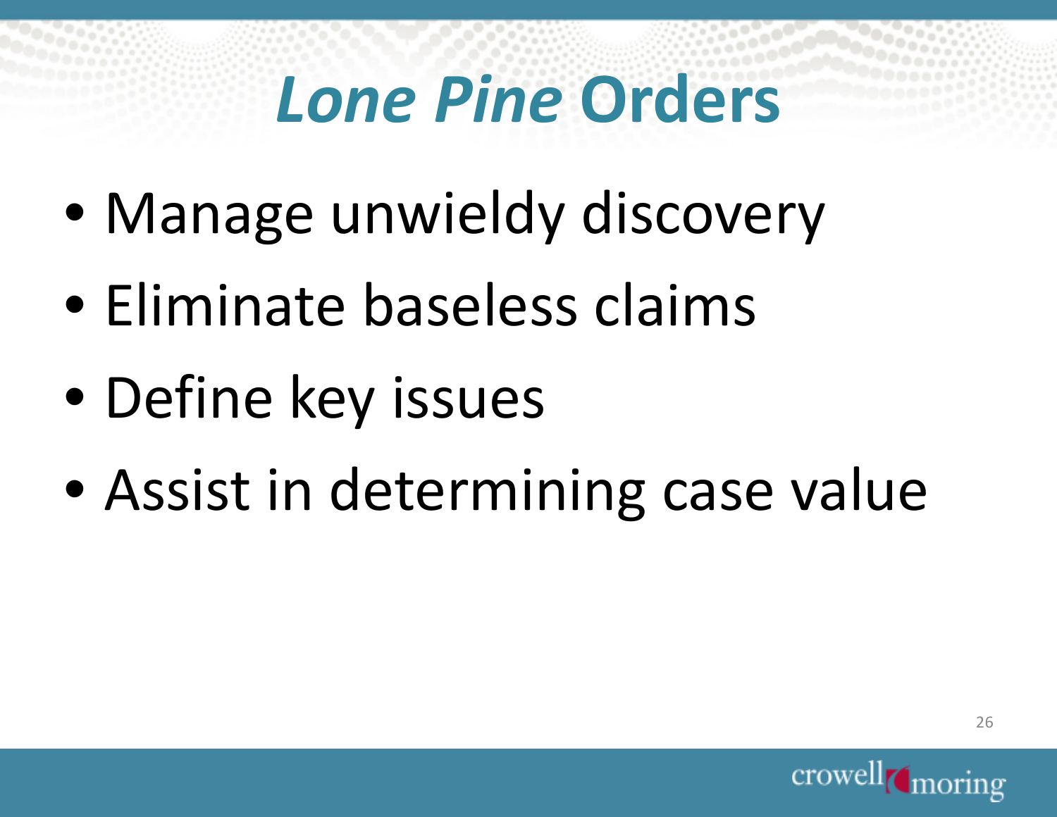# *Lone Pine* Orders

- Manage unwieldy discovery
- Eliminate baseless claims
- Define key issues
- Assist in determining case value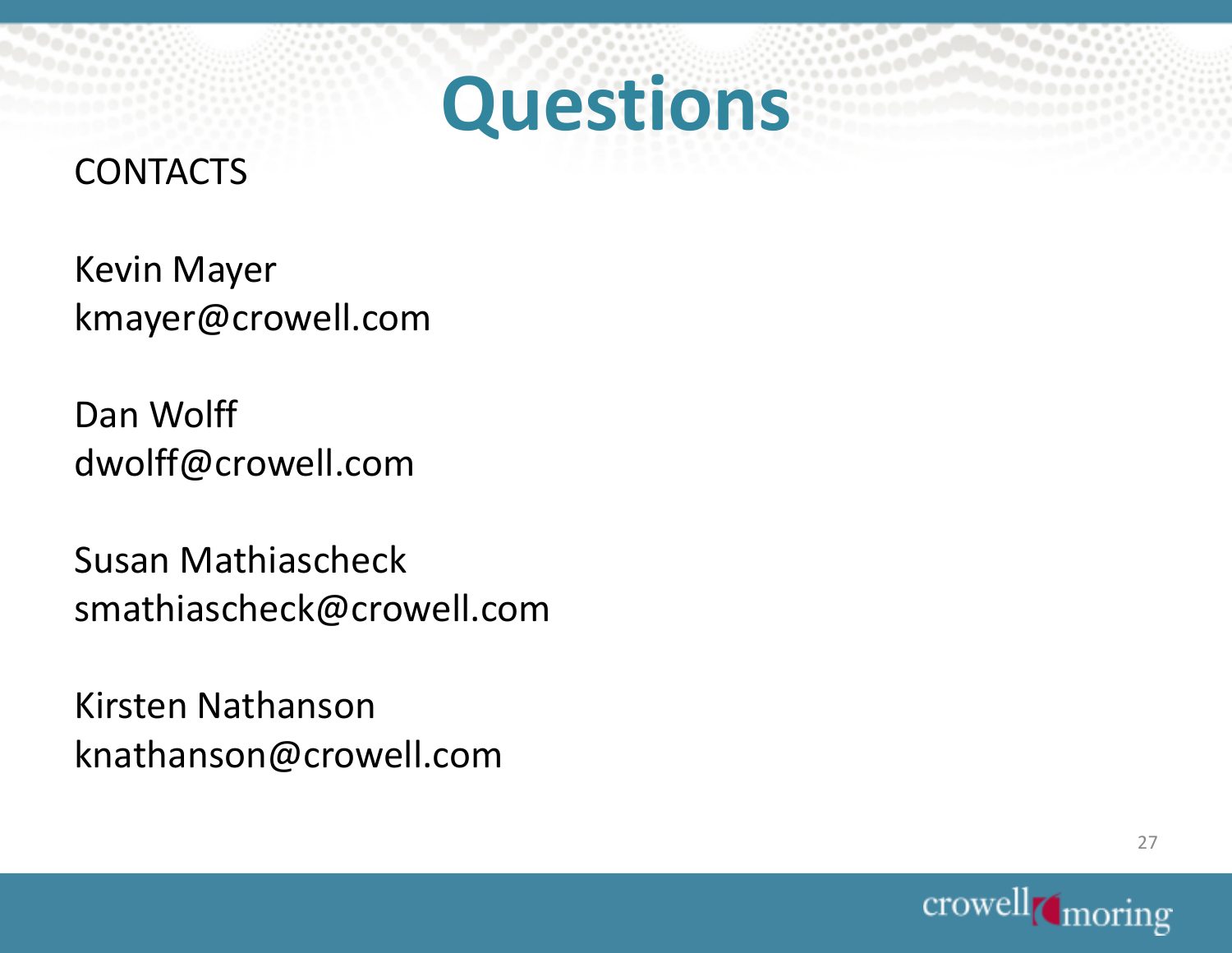# Questions

CONTACTS

Kevin Mayer
kmayer@crowell.com

Dan Wolff
dwolff@crowell.com

Susan Mathiascheck
smathiascheck@crowell.com

Kirsten Nathanson
knathanson@crowell.com